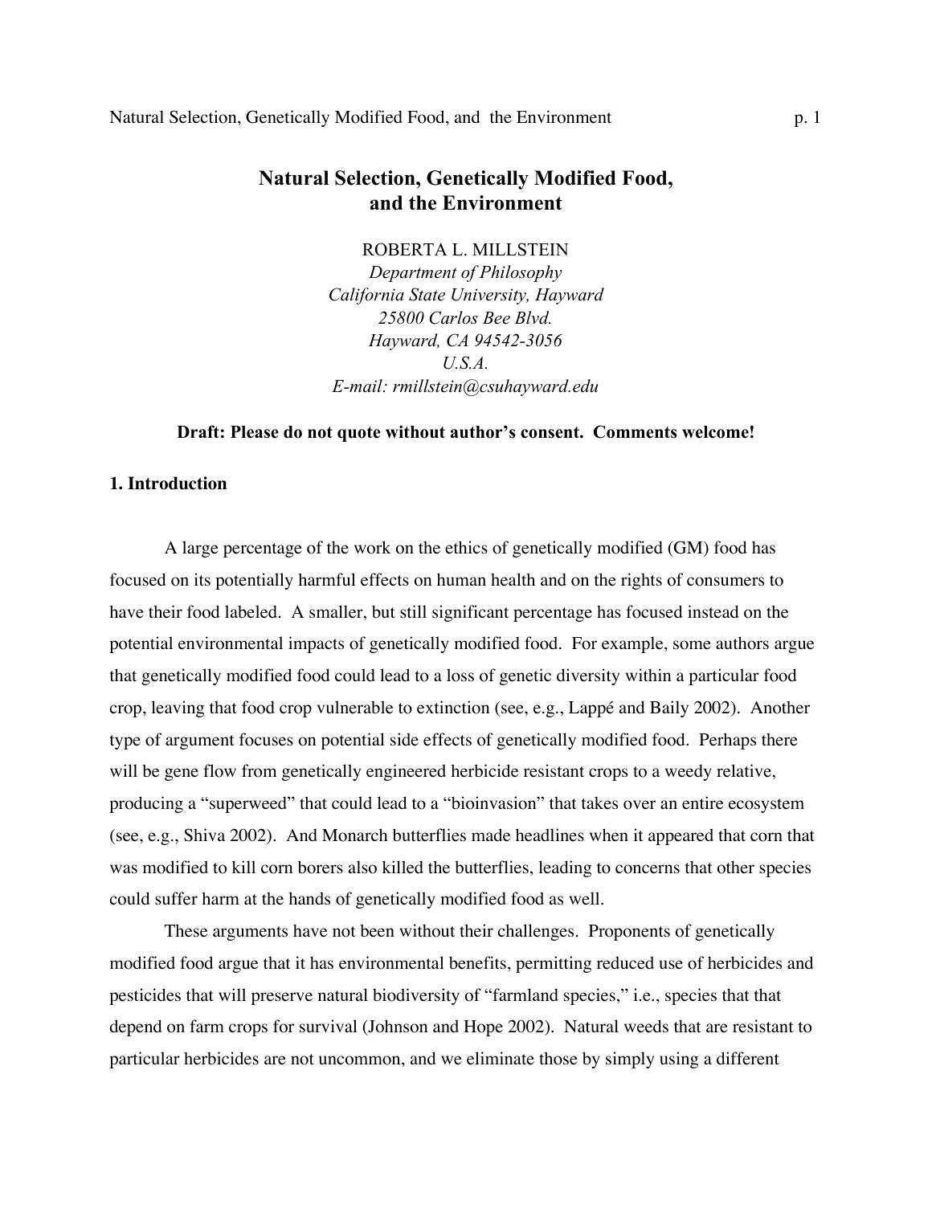# Natural Selection, Genetically Modified Food, and the Environment

ROBERTA L. MILLSTEIN
*Department of Philosophy*
*California State University, Hayward*
*25800 Carlos Bee Blvd.*
*Hayward, CA 94542-3056*
*U.S.A.*
*E-mail: rmillstein@csuhayward.edu*

**Draft: Please do not quote without author's consent. Comments welcome!**

## 1. Introduction

A large percentage of the work on the ethics of genetically modified (GM) food has focused on its potentially harmful effects on human health and on the rights of consumers to have their food labeled. A smaller, but still significant percentage has focused instead on the potential environmental impacts of genetically modified food. For example, some authors argue that genetically modified food could lead to a loss of genetic diversity within a particular food crop, leaving that food crop vulnerable to extinction (see, e.g., Lappé and Baily 2002). Another type of argument focuses on potential side effects of genetically modified food. Perhaps there will be gene flow from genetically engineered herbicide resistant crops to a weedy relative, producing a "superweed" that could lead to a "bioinvasion" that takes over an entire ecosystem (see, e.g., Shiva 2002). And Monarch butterflies made headlines when it appeared that corn that was modified to kill corn borers also killed the butterflies, leading to concerns that other species could suffer harm at the hands of genetically modified food as well.

These arguments have not been without their challenges. Proponents of genetically modified food argue that it has environmental benefits, permitting reduced use of herbicides and pesticides that will preserve natural biodiversity of "farmland species," i.e., species that that depend on farm crops for survival (Johnson and Hope 2002). Natural weeds that are resistant to particular herbicides are not uncommon, and we eliminate those by simply using a different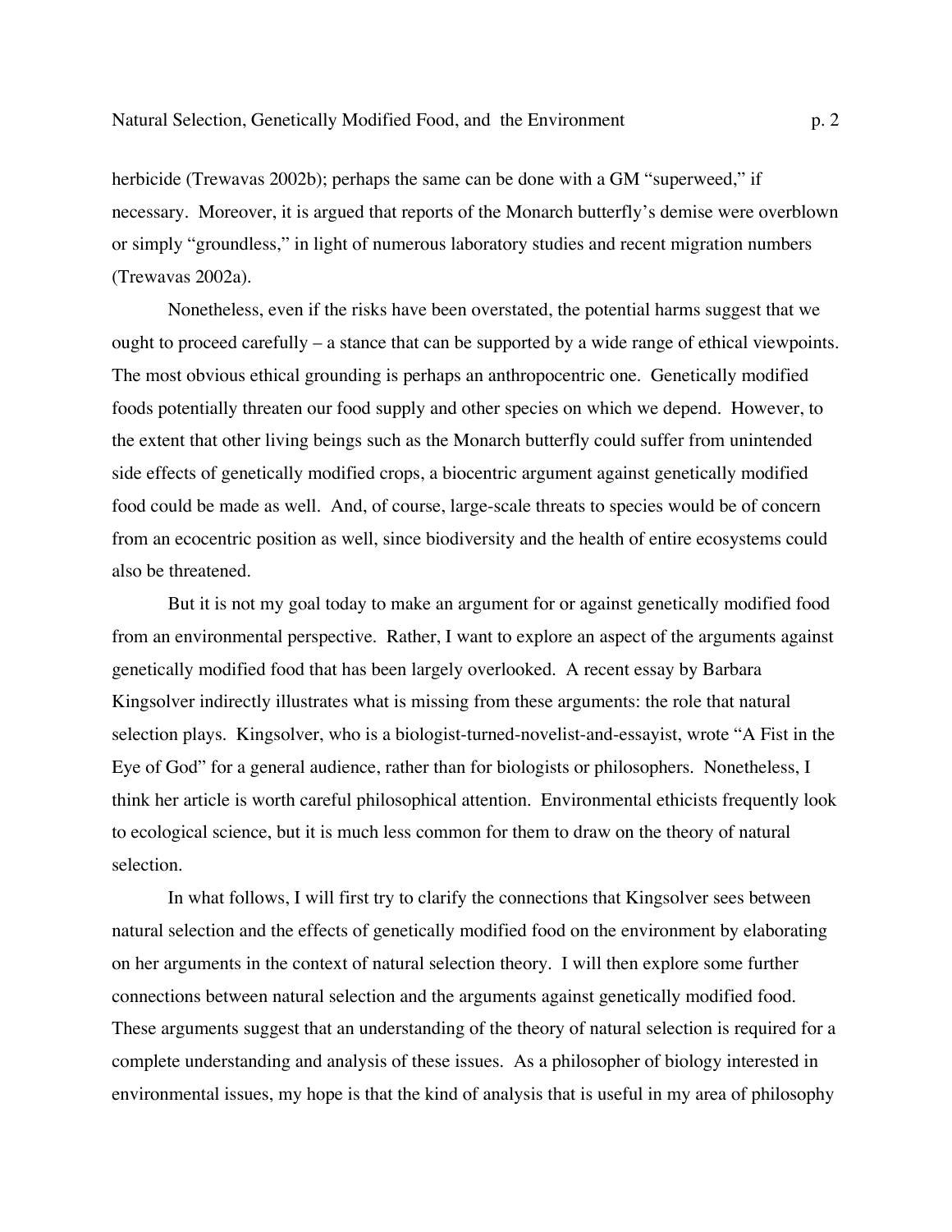herbicide (Trewavas 2002b); perhaps the same can be done with a GM "superweed," if necessary. Moreover, it is argued that reports of the Monarch butterfly's demise were overblown or simply "groundless," in light of numerous laboratory studies and recent migration numbers (Trewavas 2002a).

Nonetheless, even if the risks have been overstated, the potential harms suggest that we ought to proceed carefully – a stance that can be supported by a wide range of ethical viewpoints. The most obvious ethical grounding is perhaps an anthropocentric one. Genetically modified foods potentially threaten our food supply and other species on which we depend. However, to the extent that other living beings such as the Monarch butterfly could suffer from unintended side effects of genetically modified crops, a biocentric argument against genetically modified food could be made as well. And, of course, large-scale threats to species would be of concern from an ecocentric position as well, since biodiversity and the health of entire ecosystems could also be threatened.

But it is not my goal today to make an argument for or against genetically modified food from an environmental perspective. Rather, I want to explore an aspect of the arguments against genetically modified food that has been largely overlooked. A recent essay by Barbara Kingsolver indirectly illustrates what is missing from these arguments: the role that natural selection plays. Kingsolver, who is a biologist-turned-novelist-and-essayist, wrote "A Fist in the Eye of God" for a general audience, rather than for biologists or philosophers. Nonetheless, I think her article is worth careful philosophical attention. Environmental ethicists frequently look to ecological science, but it is much less common for them to draw on the theory of natural selection.

In what follows, I will first try to clarify the connections that Kingsolver sees between natural selection and the effects of genetically modified food on the environment by elaborating on her arguments in the context of natural selection theory. I will then explore some further connections between natural selection and the arguments against genetically modified food. These arguments suggest that an understanding of the theory of natural selection is required for a complete understanding and analysis of these issues. As a philosopher of biology interested in environmental issues, my hope is that the kind of analysis that is useful in my area of philosophy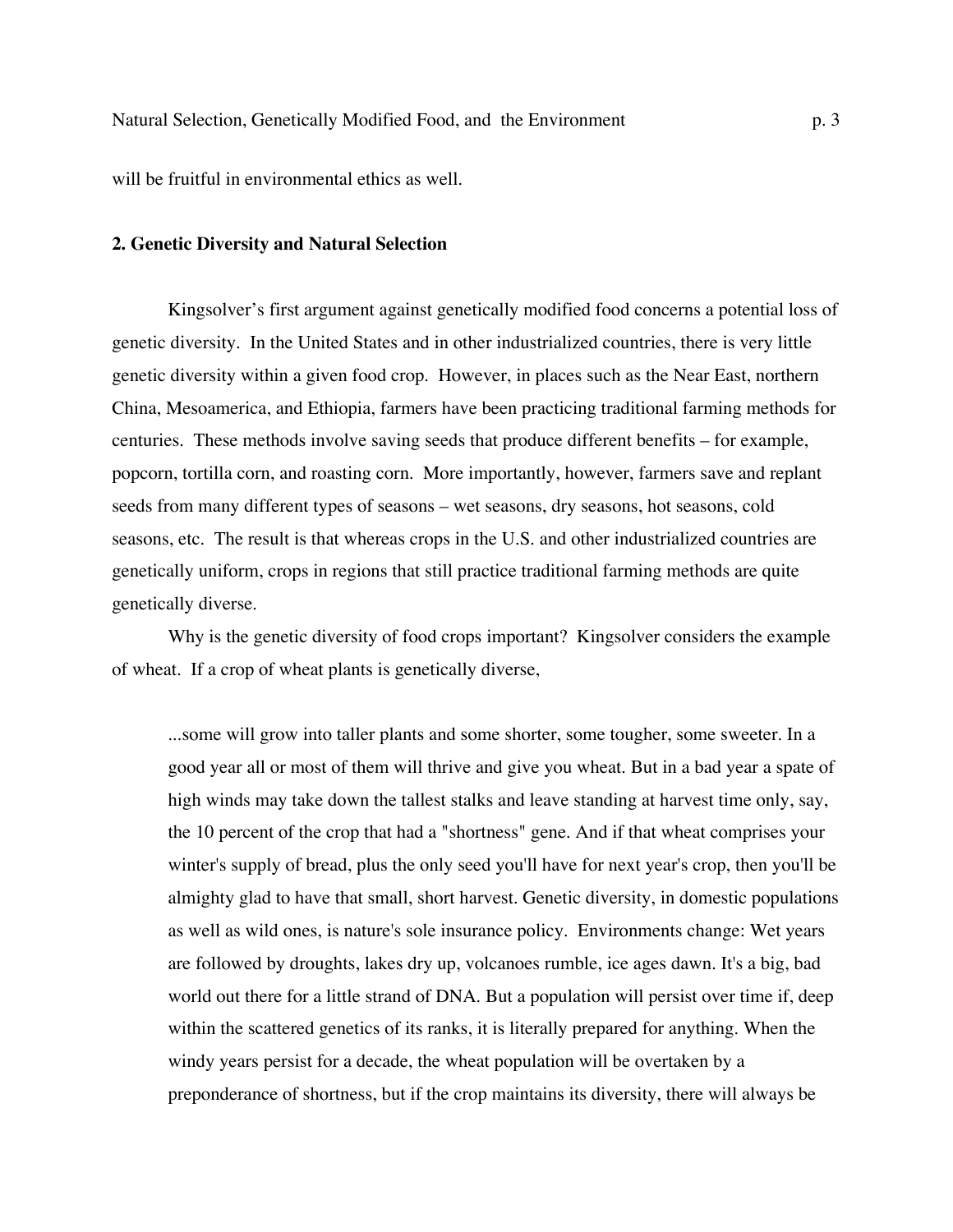will be fruitful in environmental ethics as well.

## 2. Genetic Diversity and Natural Selection

Kingsolver's first argument against genetically modified food concerns a potential loss of genetic diversity. In the United States and in other industrialized countries, there is very little genetic diversity within a given food crop. However, in places such as the Near East, northern China, Mesoamerica, and Ethiopia, farmers have been practicing traditional farming methods for centuries. These methods involve saving seeds that produce different benefits – for example, popcorn, tortilla corn, and roasting corn. More importantly, however, farmers save and replant seeds from many different types of seasons – wet seasons, dry seasons, hot seasons, cold seasons, etc. The result is that whereas crops in the U.S. and other industrialized countries are genetically uniform, crops in regions that still practice traditional farming methods are quite genetically diverse.

Why is the genetic diversity of food crops important? Kingsolver considers the example of wheat. If a crop of wheat plants is genetically diverse,

> ...some will grow into taller plants and some shorter, some tougher, some sweeter. In a good year all or most of them will thrive and give you wheat. But in a bad year a spate of high winds may take down the tallest stalks and leave standing at harvest time only, say, the 10 percent of the crop that had a "shortness" gene. And if that wheat comprises your winter's supply of bread, plus the only seed you'll have for next year's crop, then you'll be almighty glad to have that small, short harvest. Genetic diversity, in domestic populations as well as wild ones, is nature's sole insurance policy. Environments change: Wet years are followed by droughts, lakes dry up, volcanoes rumble, ice ages dawn. It's a big, bad world out there for a little strand of DNA. But a population will persist over time if, deep within the scattered genetics of its ranks, it is literally prepared for anything. When the windy years persist for a decade, the wheat population will be overtaken by a preponderance of shortness, but if the crop maintains its diversity, there will always be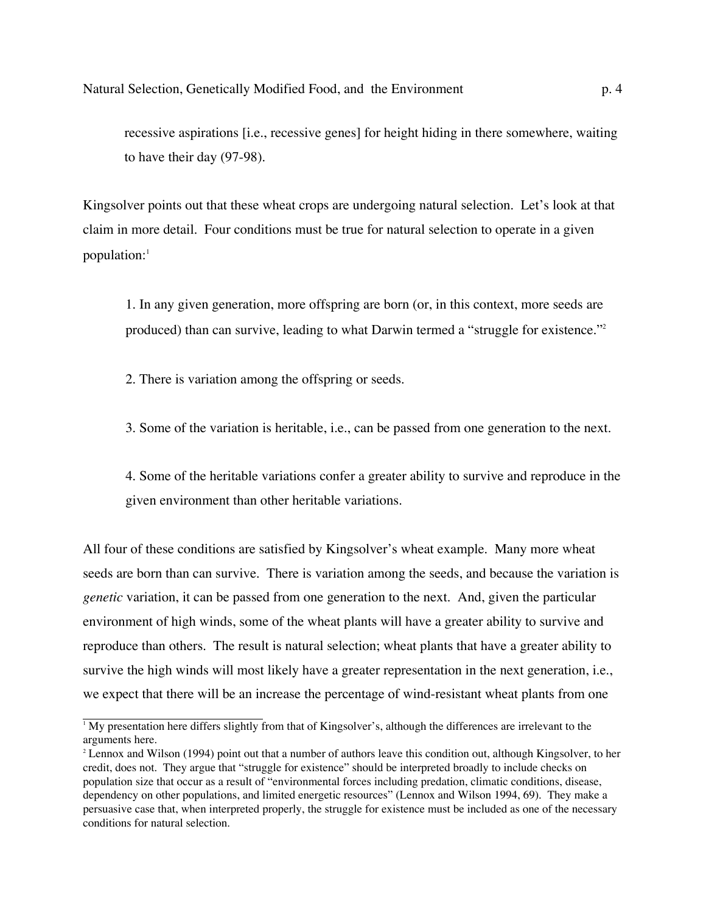> recessive aspirations [i.e., recessive genes] for height hiding in there somewhere, waiting to have their day (97-98).

Kingsolver points out that these wheat crops are undergoing natural selection. Let's look at that claim in more detail. Four conditions must be true for natural selection to operate in a given population:[1]

> 1. In any given generation, more offspring are born (or, in this context, more seeds are produced) than can survive, leading to what Darwin termed a "struggle for existence."[2]
>
> 2. There is variation among the offspring or seeds.
>
> 3. Some of the variation is heritable, i.e., can be passed from one generation to the next.
>
> 4. Some of the heritable variations confer a greater ability to survive and reproduce in the given environment than other heritable variations.

All four of these conditions are satisfied by Kingsolver's wheat example. Many more wheat seeds are born than can survive. There is variation among the seeds, and because the variation is *genetic* variation, it can be passed from one generation to the next. And, given the particular environment of high winds, some of the wheat plants will have a greater ability to survive and reproduce than others. The result is natural selection; wheat plants that have a greater ability to survive the high winds will most likely have a greater representation in the next generation, i.e., we expect that there will be an increase the percentage of wind-resistant wheat plants from one

---

[1] My presentation here differs slightly from that of Kingsolver's, although the differences are irrelevant to the arguments here.

[2] Lennox and Wilson (1994) point out that a number of authors leave this condition out, although Kingsolver, to her credit, does not. They argue that "struggle for existence" should be interpreted broadly to include checks on population size that occur as a result of "environmental forces including predation, climatic conditions, disease, dependency on other populations, and limited energetic resources" (Lennox and Wilson 1994, 69). They make a persuasive case that, when interpreted properly, the struggle for existence must be included as one of the necessary conditions for natural selection.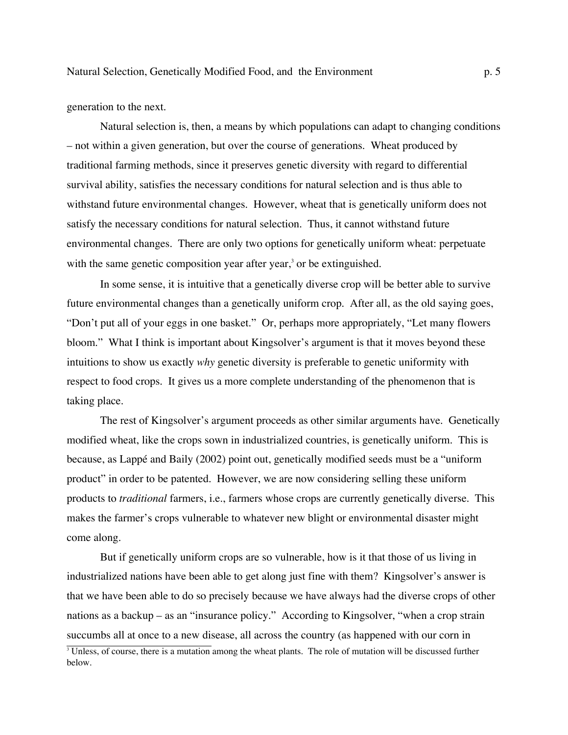generation to the next.

Natural selection is, then, a means by which populations can adapt to changing conditions – not within a given generation, but over the course of generations. Wheat produced by traditional farming methods, since it preserves genetic diversity with regard to differential survival ability, satisfies the necessary conditions for natural selection and is thus able to withstand future environmental changes. However, wheat that is genetically uniform does not satisfy the necessary conditions for natural selection. Thus, it cannot withstand future environmental changes. There are only two options for genetically uniform wheat: perpetuate with the same genetic composition year after year,[3] or be extinguished.

In some sense, it is intuitive that a genetically diverse crop will be better able to survive future environmental changes than a genetically uniform crop. After all, as the old saying goes, "Don't put all of your eggs in one basket." Or, perhaps more appropriately, "Let many flowers bloom." What I think is important about Kingsolver's argument is that it moves beyond these intuitions to show us exactly *why* genetic diversity is preferable to genetic uniformity with respect to food crops. It gives us a more complete understanding of the phenomenon that is taking place.

The rest of Kingsolver's argument proceeds as other similar arguments have. Genetically modified wheat, like the crops sown in industrialized countries, is genetically uniform. This is because, as Lappé and Baily (2002) point out, genetically modified seeds must be a "uniform product" in order to be patented. However, we are now considering selling these uniform products to *traditional* farmers, i.e., farmers whose crops are currently genetically diverse. This makes the farmer's crops vulnerable to whatever new blight or environmental disaster might come along.

But if genetically uniform crops are so vulnerable, how is it that those of us living in industrialized nations have been able to get along just fine with them? Kingsolver's answer is that we have been able to do so precisely because we have always had the diverse crops of other nations as a backup – as an "insurance policy." According to Kingsolver, "when a crop strain succumbs all at once to a new disease, all across the country (as happened with our corn in

[3] Unless, of course, there is a mutation among the wheat plants. The role of mutation will be discussed further below.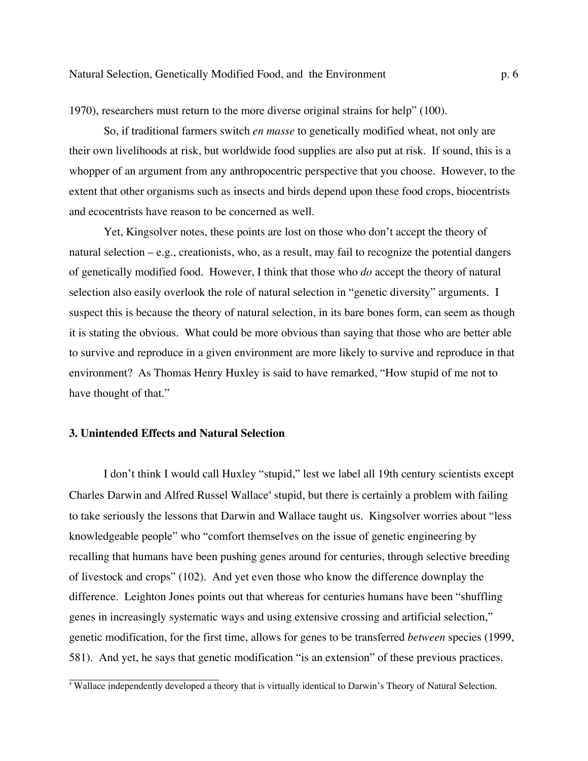1970), researchers must return to the more diverse original strains for help" (100).

So, if traditional farmers switch *en masse* to genetically modified wheat, not only are their own livelihoods at risk, but worldwide food supplies are also put at risk. If sound, this is a whopper of an argument from any anthropocentric perspective that you choose. However, to the extent that other organisms such as insects and birds depend upon these food crops, biocentrists and ecocentrists have reason to be concerned as well.

Yet, Kingsolver notes, these points are lost on those who don't accept the theory of natural selection – e.g., creationists, who, as a result, may fail to recognize the potential dangers of genetically modified food. However, I think that those who *do* accept the theory of natural selection also easily overlook the role of natural selection in "genetic diversity" arguments. I suspect this is because the theory of natural selection, in its bare bones form, can seem as though it is stating the obvious. What could be more obvious than saying that those who are better able to survive and reproduce in a given environment are more likely to survive and reproduce in that environment? As Thomas Henry Huxley is said to have remarked, "How stupid of me not to have thought of that."

### 3. Unintended Effects and Natural Selection

I don't think I would call Huxley "stupid," lest we label all 19th century scientists except Charles Darwin and Alfred Russel Wallace[4] stupid, but there is certainly a problem with failing to take seriously the lessons that Darwin and Wallace taught us. Kingsolver worries about "less knowledgeable people" who "comfort themselves on the issue of genetic engineering by recalling that humans have been pushing genes around for centuries, through selective breeding of livestock and crops" (102). And yet even those who know the difference downplay the difference. Leighton Jones points out that whereas for centuries humans have been "shuffling genes in increasingly systematic ways and using extensive crossing and artificial selection," genetic modification, for the first time, allows for genes to be transferred *between* species (1999, 581). And yet, he says that genetic modification "is an extension" of these previous practices.

[4] Wallace independently developed a theory that is virtually identical to Darwin's Theory of Natural Selection.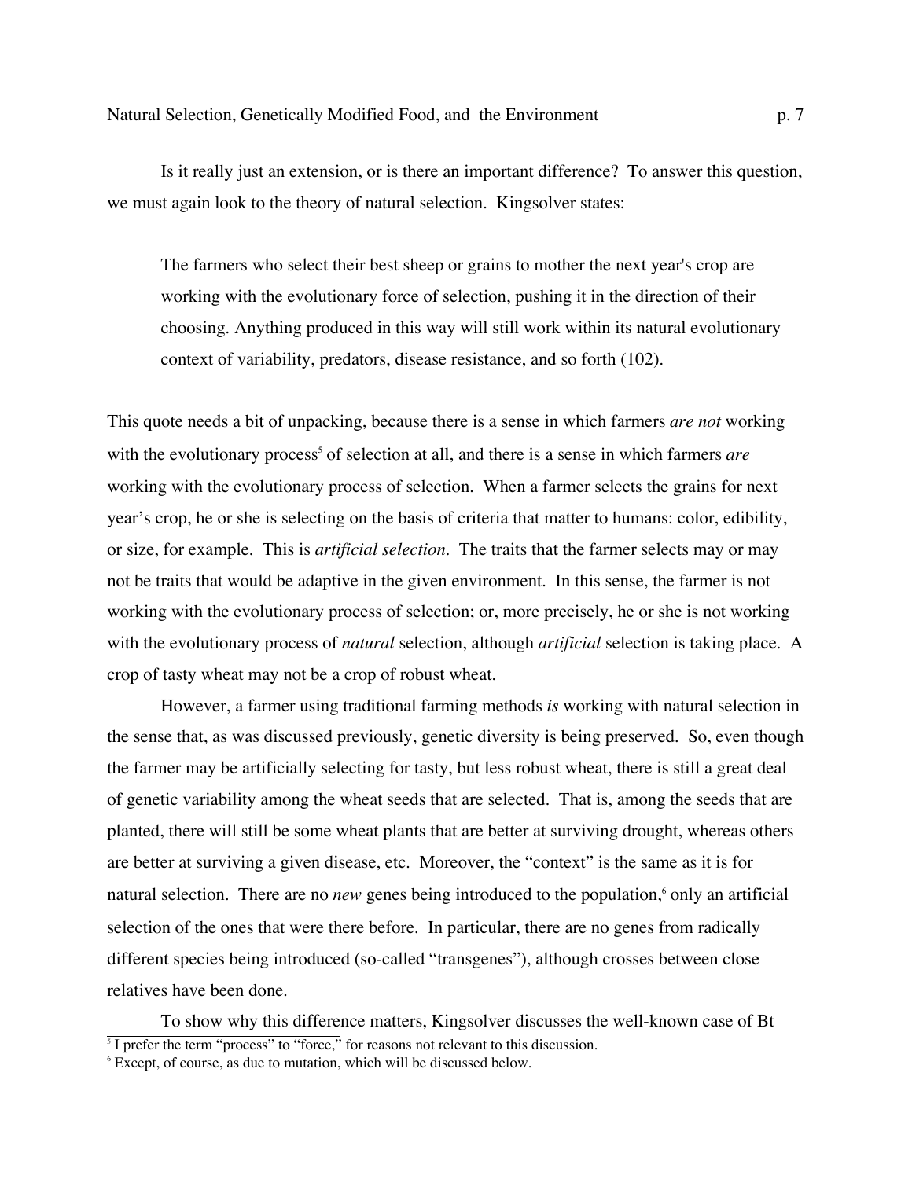Is it really just an extension, or is there an important difference? To answer this question, we must again look to the theory of natural selection. Kingsolver states:

> The farmers who select their best sheep or grains to mother the next year's crop are working with the evolutionary force of selection, pushing it in the direction of their choosing. Anything produced in this way will still work within its natural evolutionary context of variability, predators, disease resistance, and so forth (102).

This quote needs a bit of unpacking, because there is a sense in which farmers *are not* working with the evolutionary process[5] of selection at all, and there is a sense in which farmers *are* working with the evolutionary process of selection. When a farmer selects the grains for next year's crop, he or she is selecting on the basis of criteria that matter to humans: color, edibility, or size, for example. This is *artificial selection*. The traits that the farmer selects may or may not be traits that would be adaptive in the given environment. In this sense, the farmer is not working with the evolutionary process of selection; or, more precisely, he or she is not working with the evolutionary process of *natural* selection, although *artificial* selection is taking place. A crop of tasty wheat may not be a crop of robust wheat.

However, a farmer using traditional farming methods *is* working with natural selection in the sense that, as was discussed previously, genetic diversity is being preserved. So, even though the farmer may be artificially selecting for tasty, but less robust wheat, there is still a great deal of genetic variability among the wheat seeds that are selected. That is, among the seeds that are planted, there will still be some wheat plants that are better at surviving drought, whereas others are better at surviving a given disease, etc. Moreover, the "context" is the same as it is for natural selection. There are no *new* genes being introduced to the population,[6] only an artificial selection of the ones that were there before. In particular, there are no genes from radically different species being introduced (so-called "transgenes"), although crosses between close relatives have been done.

To show why this difference matters, Kingsolver discusses the well-known case of Bt

---

[5] I prefer the term "process" to "force," for reasons not relevant to this discussion.

[6] Except, of course, as due to mutation, which will be discussed below.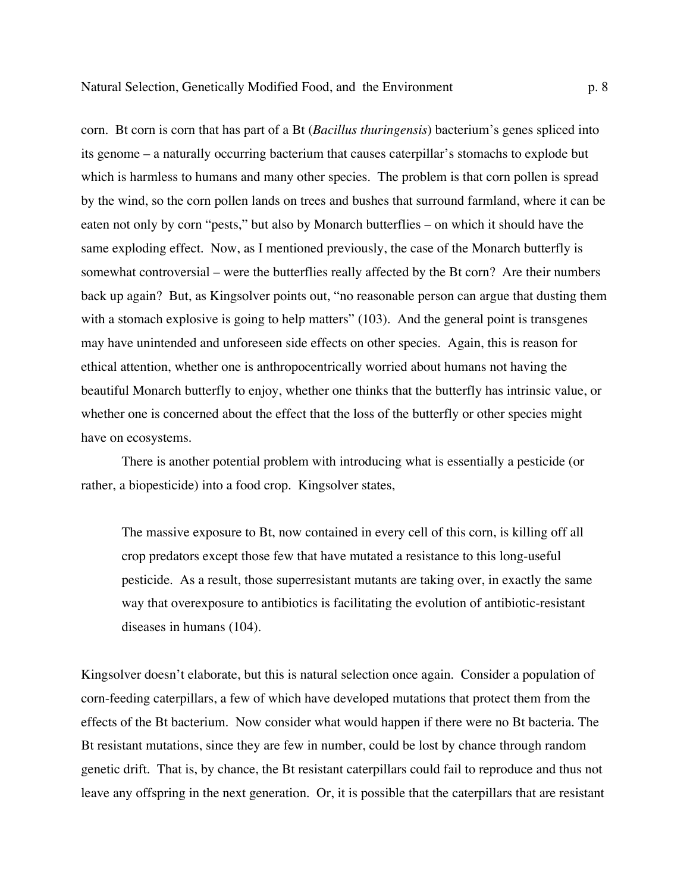corn. Bt corn is corn that has part of a Bt (*Bacillus thuringensis*) bacterium's genes spliced into its genome – a naturally occurring bacterium that causes caterpillar's stomachs to explode but which is harmless to humans and many other species. The problem is that corn pollen is spread by the wind, so the corn pollen lands on trees and bushes that surround farmland, where it can be eaten not only by corn "pests," but also by Monarch butterflies – on which it should have the same exploding effect. Now, as I mentioned previously, the case of the Monarch butterfly is somewhat controversial – were the butterflies really affected by the Bt corn? Are their numbers back up again? But, as Kingsolver points out, "no reasonable person can argue that dusting them with a stomach explosive is going to help matters" (103). And the general point is transgenes may have unintended and unforeseen side effects on other species. Again, this is reason for ethical attention, whether one is anthropocentrically worried about humans not having the beautiful Monarch butterfly to enjoy, whether one thinks that the butterfly has intrinsic value, or whether one is concerned about the effect that the loss of the butterfly or other species might have on ecosystems.

There is another potential problem with introducing what is essentially a pesticide (or rather, a biopesticide) into a food crop. Kingsolver states,

> The massive exposure to Bt, now contained in every cell of this corn, is killing off all crop predators except those few that have mutated a resistance to this long-useful pesticide. As a result, those superresistant mutants are taking over, in exactly the same way that overexposure to antibiotics is facilitating the evolution of antibiotic-resistant diseases in humans (104).

Kingsolver doesn't elaborate, but this is natural selection once again. Consider a population of corn-feeding caterpillars, a few of which have developed mutations that protect them from the effects of the Bt bacterium. Now consider what would happen if there were no Bt bacteria. The Bt resistant mutations, since they are few in number, could be lost by chance through random genetic drift. That is, by chance, the Bt resistant caterpillars could fail to reproduce and thus not leave any offspring in the next generation. Or, it is possible that the caterpillars that are resistant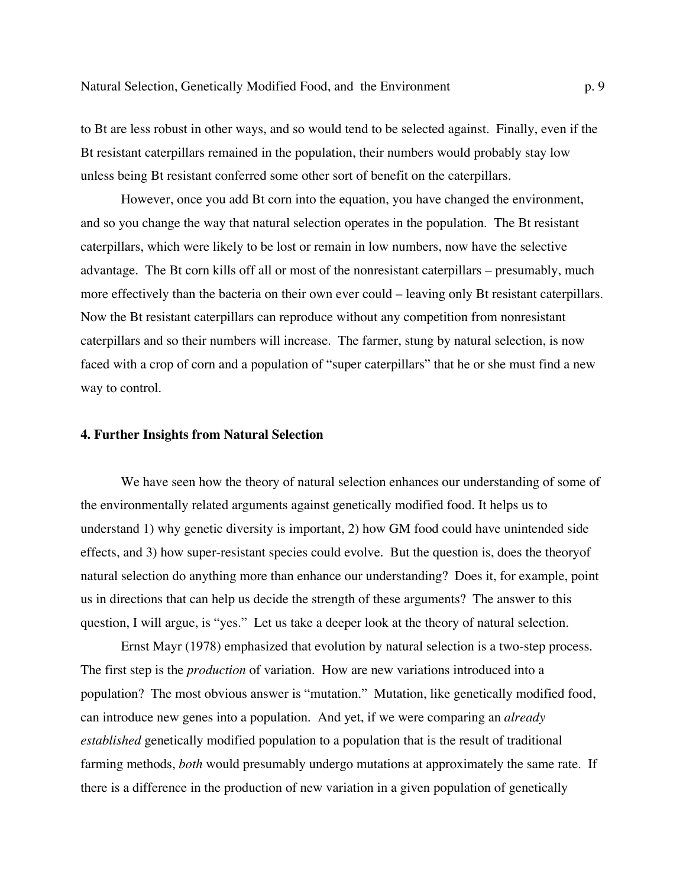to Bt are less robust in other ways, and so would tend to be selected against. Finally, even if the Bt resistant caterpillars remained in the population, their numbers would probably stay low unless being Bt resistant conferred some other sort of benefit on the caterpillars.

However, once you add Bt corn into the equation, you have changed the environment, and so you change the way that natural selection operates in the population. The Bt resistant caterpillars, which were likely to be lost or remain in low numbers, now have the selective advantage. The Bt corn kills off all or most of the nonresistant caterpillars – presumably, much more effectively than the bacteria on their own ever could – leaving only Bt resistant caterpillars. Now the Bt resistant caterpillars can reproduce without any competition from nonresistant caterpillars and so their numbers will increase. The farmer, stung by natural selection, is now faced with a crop of corn and a population of "super caterpillars" that he or she must find a new way to control.

## 4. Further Insights from Natural Selection

We have seen how the theory of natural selection enhances our understanding of some of the environmentally related arguments against genetically modified food. It helps us to understand 1) why genetic diversity is important, 2) how GM food could have unintended side effects, and 3) how super-resistant species could evolve. But the question is, does the theoryof natural selection do anything more than enhance our understanding? Does it, for example, point us in directions that can help us decide the strength of these arguments? The answer to this question, I will argue, is "yes." Let us take a deeper look at the theory of natural selection.

Ernst Mayr (1978) emphasized that evolution by natural selection is a two-step process. The first step is the *production* of variation. How are new variations introduced into a population? The most obvious answer is "mutation." Mutation, like genetically modified food, can introduce new genes into a population. And yet, if we were comparing an *already established* genetically modified population to a population that is the result of traditional farming methods, *both* would presumably undergo mutations at approximately the same rate. If there is a difference in the production of new variation in a given population of genetically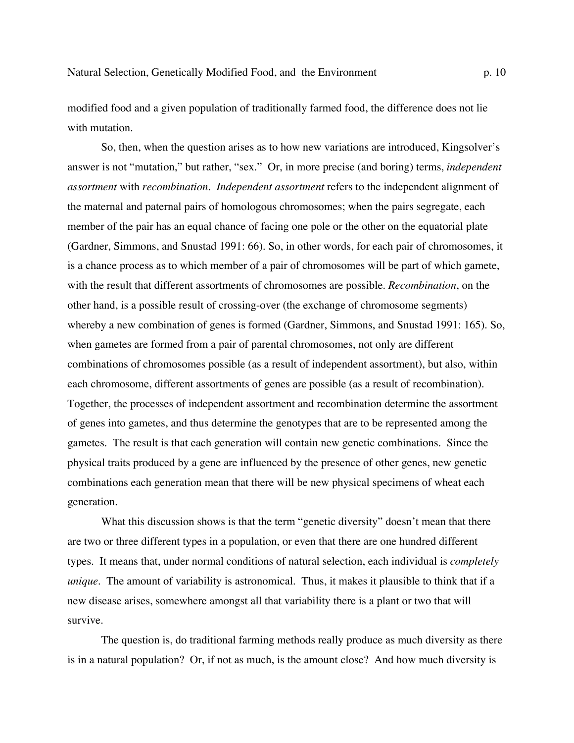modified food and a given population of traditionally farmed food, the difference does not lie with mutation.

So, then, when the question arises as to how new variations are introduced, Kingsolver's answer is not "mutation," but rather, "sex." Or, in more precise (and boring) terms, *independent assortment* with *recombination*. *Independent assortment* refers to the independent alignment of the maternal and paternal pairs of homologous chromosomes; when the pairs segregate, each member of the pair has an equal chance of facing one pole or the other on the equatorial plate (Gardner, Simmons, and Snustad 1991: 66). So, in other words, for each pair of chromosomes, it is a chance process as to which member of a pair of chromosomes will be part of which gamete, with the result that different assortments of chromosomes are possible. *Recombination*, on the other hand, is a possible result of crossing-over (the exchange of chromosome segments) whereby a new combination of genes is formed (Gardner, Simmons, and Snustad 1991: 165). So, when gametes are formed from a pair of parental chromosomes, not only are different combinations of chromosomes possible (as a result of independent assortment), but also, within each chromosome, different assortments of genes are possible (as a result of recombination). Together, the processes of independent assortment and recombination determine the assortment of genes into gametes, and thus determine the genotypes that are to be represented among the gametes. The result is that each generation will contain new genetic combinations. Since the physical traits produced by a gene are influenced by the presence of other genes, new genetic combinations each generation mean that there will be new physical specimens of wheat each generation.

What this discussion shows is that the term "genetic diversity" doesn't mean that there are two or three different types in a population, or even that there are one hundred different types. It means that, under normal conditions of natural selection, each individual is *completely unique*. The amount of variability is astronomical. Thus, it makes it plausible to think that if a new disease arises, somewhere amongst all that variability there is a plant or two that will survive.

The question is, do traditional farming methods really produce as much diversity as there is in a natural population? Or, if not as much, is the amount close? And how much diversity is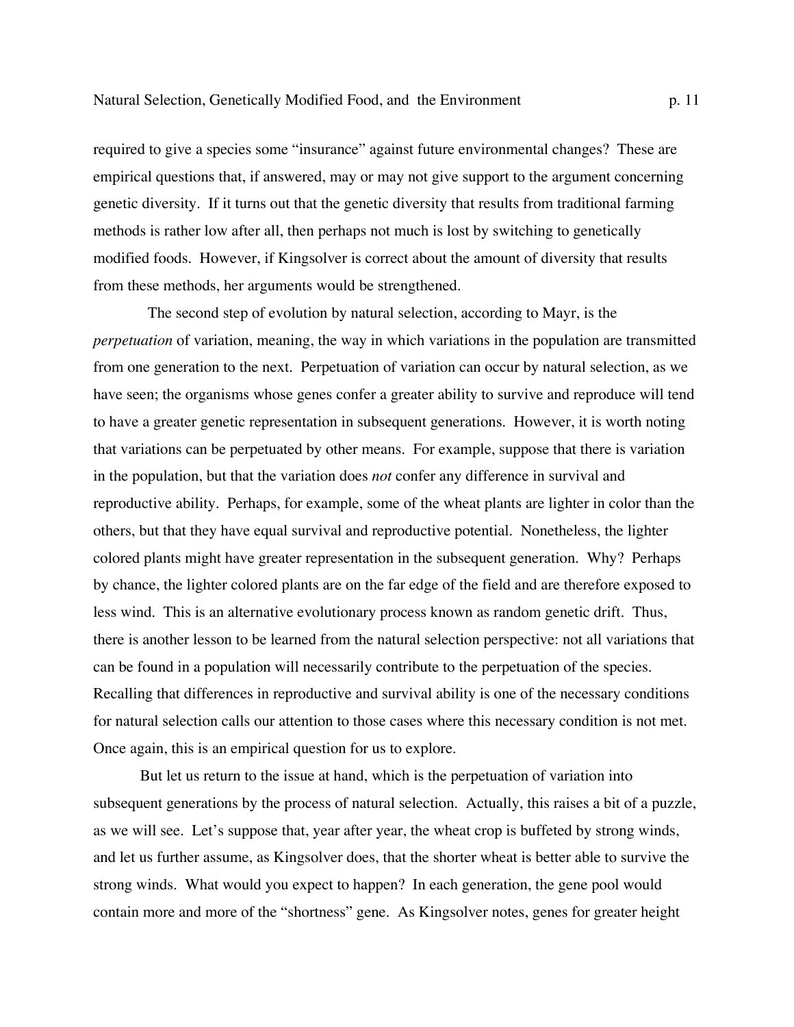required to give a species some "insurance" against future environmental changes? These are empirical questions that, if answered, may or may not give support to the argument concerning genetic diversity. If it turns out that the genetic diversity that results from traditional farming methods is rather low after all, then perhaps not much is lost by switching to genetically modified foods. However, if Kingsolver is correct about the amount of diversity that results from these methods, her arguments would be strengthened.

The second step of evolution by natural selection, according to Mayr, is the *perpetuation* of variation, meaning, the way in which variations in the population are transmitted from one generation to the next. Perpetuation of variation can occur by natural selection, as we have seen; the organisms whose genes confer a greater ability to survive and reproduce will tend to have a greater genetic representation in subsequent generations. However, it is worth noting that variations can be perpetuated by other means. For example, suppose that there is variation in the population, but that the variation does *not* confer any difference in survival and reproductive ability. Perhaps, for example, some of the wheat plants are lighter in color than the others, but that they have equal survival and reproductive potential. Nonetheless, the lighter colored plants might have greater representation in the subsequent generation. Why? Perhaps by chance, the lighter colored plants are on the far edge of the field and are therefore exposed to less wind. This is an alternative evolutionary process known as random genetic drift. Thus, there is another lesson to be learned from the natural selection perspective: not all variations that can be found in a population will necessarily contribute to the perpetuation of the species. Recalling that differences in reproductive and survival ability is one of the necessary conditions for natural selection calls our attention to those cases where this necessary condition is not met. Once again, this is an empirical question for us to explore.

But let us return to the issue at hand, which is the perpetuation of variation into subsequent generations by the process of natural selection. Actually, this raises a bit of a puzzle, as we will see. Let's suppose that, year after year, the wheat crop is buffeted by strong winds, and let us further assume, as Kingsolver does, that the shorter wheat is better able to survive the strong winds. What would you expect to happen? In each generation, the gene pool would contain more and more of the "shortness" gene. As Kingsolver notes, genes for greater height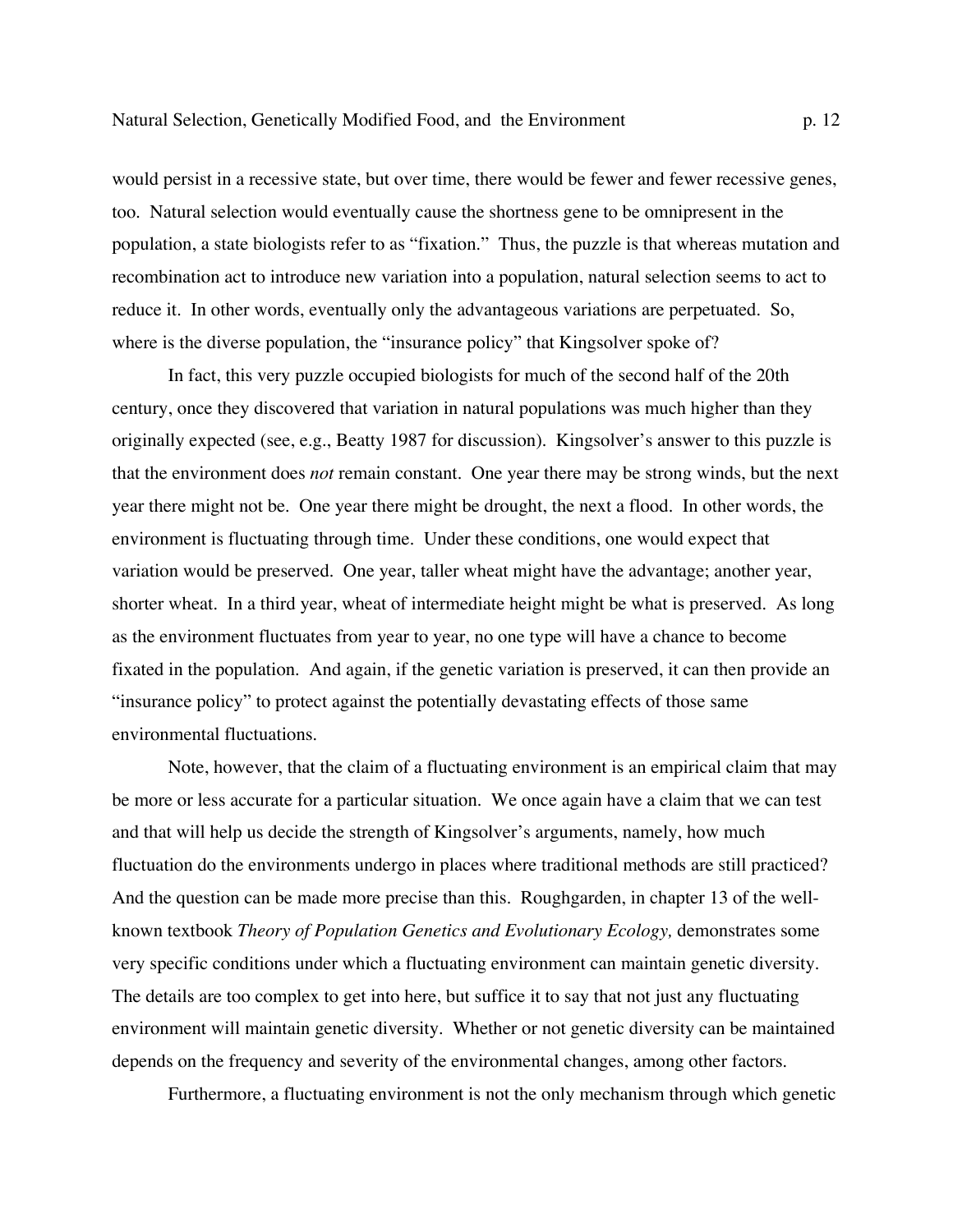would persist in a recessive state, but over time, there would be fewer and fewer recessive genes, too. Natural selection would eventually cause the shortness gene to be omnipresent in the population, a state biologists refer to as "fixation." Thus, the puzzle is that whereas mutation and recombination act to introduce new variation into a population, natural selection seems to act to reduce it. In other words, eventually only the advantageous variations are perpetuated. So, where is the diverse population, the "insurance policy" that Kingsolver spoke of?

In fact, this very puzzle occupied biologists for much of the second half of the 20th century, once they discovered that variation in natural populations was much higher than they originally expected (see, e.g., Beatty 1987 for discussion). Kingsolver's answer to this puzzle is that the environment does *not* remain constant. One year there may be strong winds, but the next year there might not be. One year there might be drought, the next a flood. In other words, the environment is fluctuating through time. Under these conditions, one would expect that variation would be preserved. One year, taller wheat might have the advantage; another year, shorter wheat. In a third year, wheat of intermediate height might be what is preserved. As long as the environment fluctuates from year to year, no one type will have a chance to become fixated in the population. And again, if the genetic variation is preserved, it can then provide an "insurance policy" to protect against the potentially devastating effects of those same environmental fluctuations.

Note, however, that the claim of a fluctuating environment is an empirical claim that may be more or less accurate for a particular situation. We once again have a claim that we can test and that will help us decide the strength of Kingsolver's arguments, namely, how much fluctuation do the environments undergo in places where traditional methods are still practiced? And the question can be made more precise than this. Roughgarden, in chapter 13 of the well-known textbook *Theory of Population Genetics and Evolutionary Ecology,* demonstrates some very specific conditions under which a fluctuating environment can maintain genetic diversity. The details are too complex to get into here, but suffice it to say that not just any fluctuating environment will maintain genetic diversity. Whether or not genetic diversity can be maintained depends on the frequency and severity of the environmental changes, among other factors.

Furthermore, a fluctuating environment is not the only mechanism through which genetic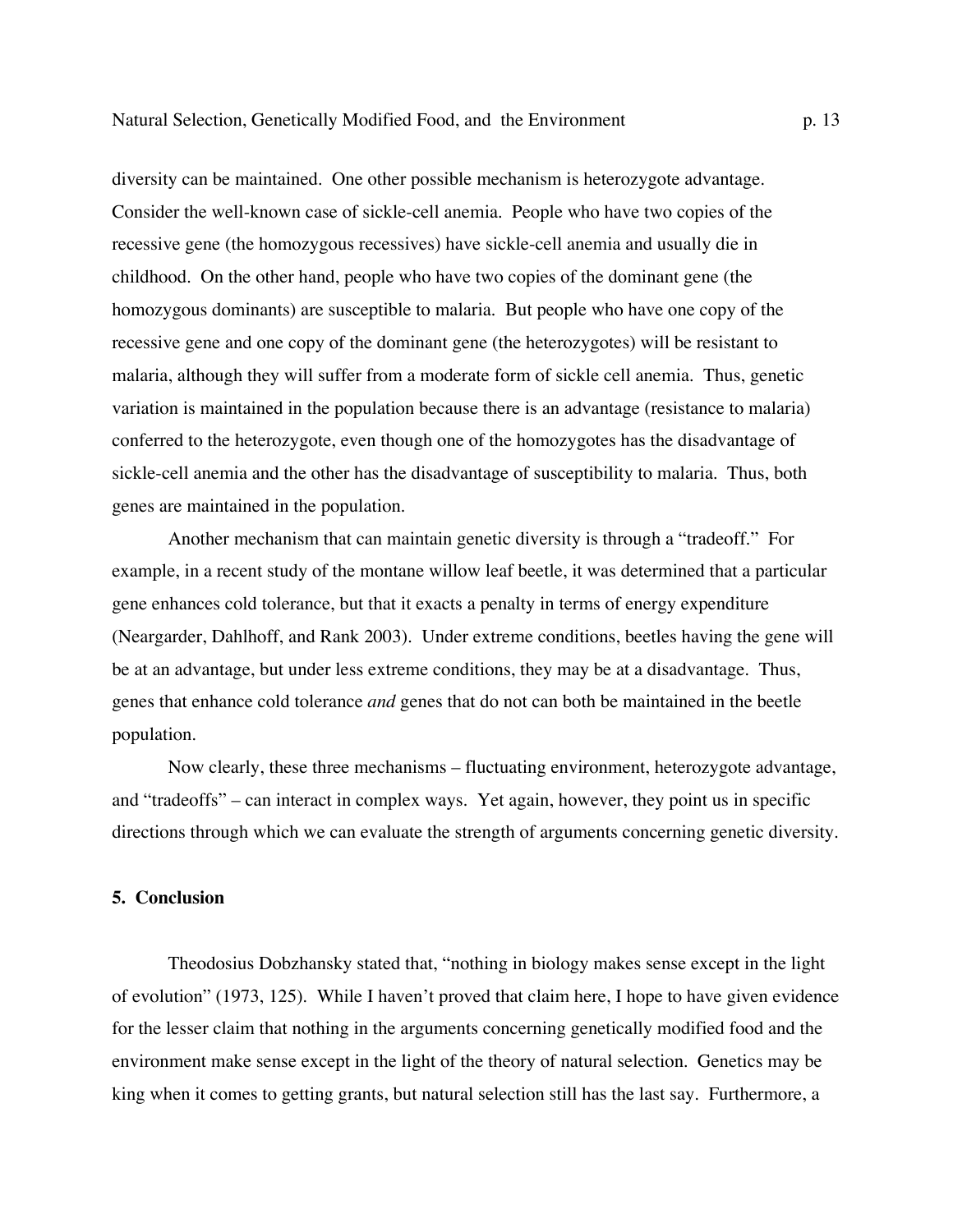diversity can be maintained. One other possible mechanism is heterozygote advantage. Consider the well-known case of sickle-cell anemia. People who have two copies of the recessive gene (the homozygous recessives) have sickle-cell anemia and usually die in childhood. On the other hand, people who have two copies of the dominant gene (the homozygous dominants) are susceptible to malaria. But people who have one copy of the recessive gene and one copy of the dominant gene (the heterozygotes) will be resistant to malaria, although they will suffer from a moderate form of sickle cell anemia. Thus, genetic variation is maintained in the population because there is an advantage (resistance to malaria) conferred to the heterozygote, even though one of the homozygotes has the disadvantage of sickle-cell anemia and the other has the disadvantage of susceptibility to malaria. Thus, both genes are maintained in the population.

Another mechanism that can maintain genetic diversity is through a "tradeoff." For example, in a recent study of the montane willow leaf beetle, it was determined that a particular gene enhances cold tolerance, but that it exacts a penalty in terms of energy expenditure (Neargarder, Dahlhoff, and Rank 2003). Under extreme conditions, beetles having the gene will be at an advantage, but under less extreme conditions, they may be at a disadvantage. Thus, genes that enhance cold tolerance *and* genes that do not can both be maintained in the beetle population.

Now clearly, these three mechanisms – fluctuating environment, heterozygote advantage, and "tradeoffs" – can interact in complex ways. Yet again, however, they point us in specific directions through which we can evaluate the strength of arguments concerning genetic diversity.

## 5. Conclusion

Theodosius Dobzhansky stated that, "nothing in biology makes sense except in the light of evolution" (1973, 125). While I haven't proved that claim here, I hope to have given evidence for the lesser claim that nothing in the arguments concerning genetically modified food and the environment make sense except in the light of the theory of natural selection. Genetics may be king when it comes to getting grants, but natural selection still has the last say. Furthermore, a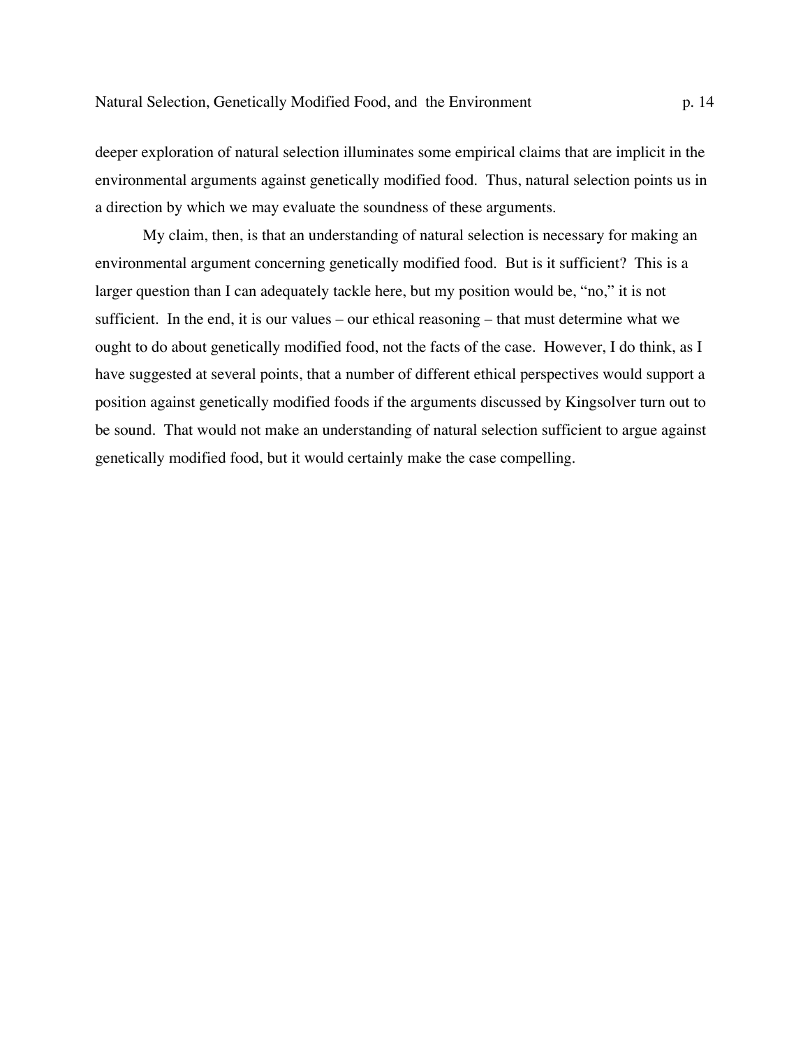deeper exploration of natural selection illuminates some empirical claims that are implicit in the environmental arguments against genetically modified food. Thus, natural selection points us in a direction by which we may evaluate the soundness of these arguments.

My claim, then, is that an understanding of natural selection is necessary for making an environmental argument concerning genetically modified food. But is it sufficient? This is a larger question than I can adequately tackle here, but my position would be, "no," it is not sufficient. In the end, it is our values – our ethical reasoning – that must determine what we ought to do about genetically modified food, not the facts of the case. However, I do think, as I have suggested at several points, that a number of different ethical perspectives would support a position against genetically modified foods if the arguments discussed by Kingsolver turn out to be sound. That would not make an understanding of natural selection sufficient to argue against genetically modified food, but it would certainly make the case compelling.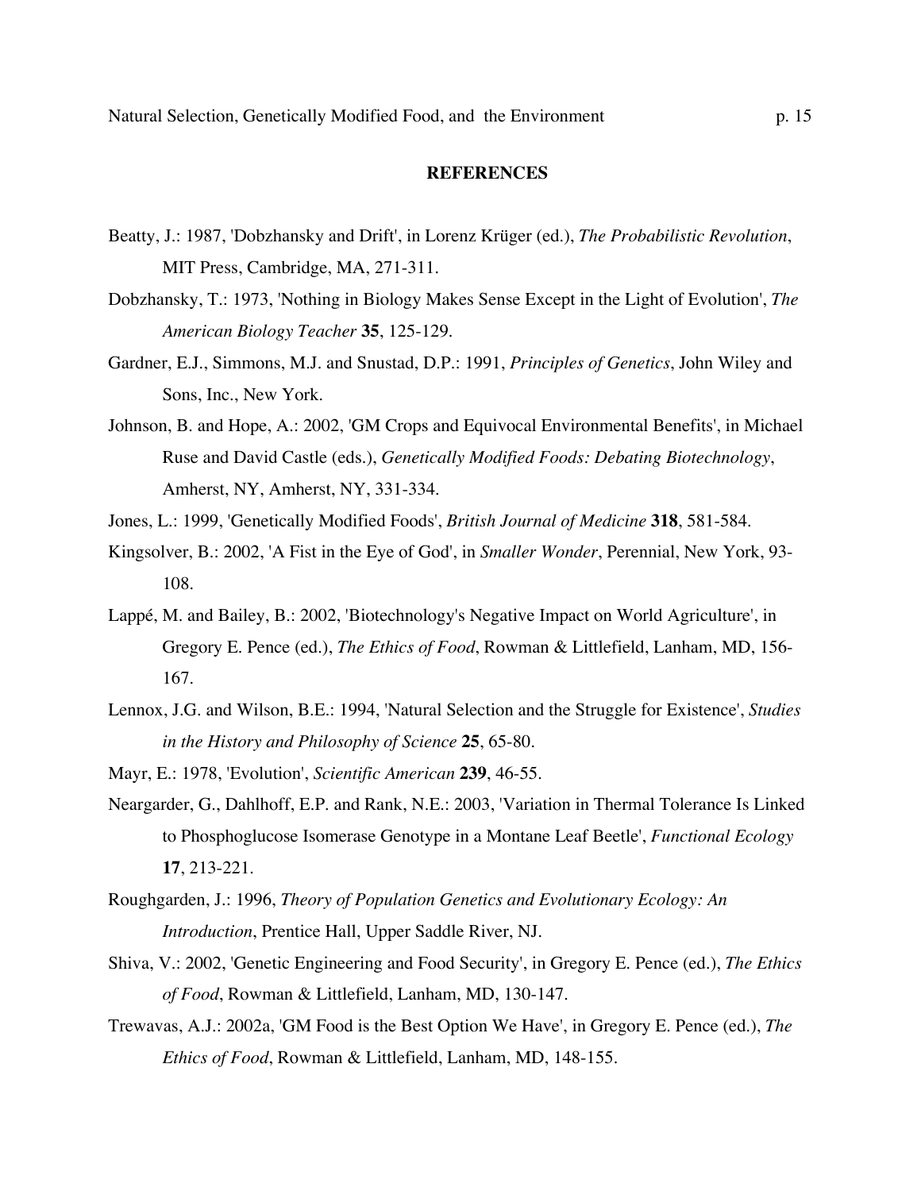## REFERENCES

Beatty, J.: 1987, 'Dobzhansky and Drift', in Lorenz Krüger (ed.), *The Probabilistic Revolution*, MIT Press, Cambridge, MA, 271-311.

Dobzhansky, T.: 1973, 'Nothing in Biology Makes Sense Except in the Light of Evolution', *The American Biology Teacher* **35**, 125-129.

Gardner, E.J., Simmons, M.J. and Snustad, D.P.: 1991, *Principles of Genetics*, John Wiley and Sons, Inc., New York.

Johnson, B. and Hope, A.: 2002, 'GM Crops and Equivocal Environmental Benefits', in Michael Ruse and David Castle (eds.), *Genetically Modified Foods: Debating Biotechnology*, Amherst, NY, Amherst, NY, 331-334.

Jones, L.: 1999, 'Genetically Modified Foods', *British Journal of Medicine* **318**, 581-584.

Kingsolver, B.: 2002, 'A Fist in the Eye of God', in *Smaller Wonder*, Perennial, New York, 93-108.

Lappé, M. and Bailey, B.: 2002, 'Biotechnology's Negative Impact on World Agriculture', in Gregory E. Pence (ed.), *The Ethics of Food*, Rowman & Littlefield, Lanham, MD, 156-167.

Lennox, J.G. and Wilson, B.E.: 1994, 'Natural Selection and the Struggle for Existence', *Studies in the History and Philosophy of Science* **25**, 65-80.

Mayr, E.: 1978, 'Evolution', *Scientific American* **239**, 46-55.

Neargarder, G., Dahlhoff, E.P. and Rank, N.E.: 2003, 'Variation in Thermal Tolerance Is Linked to Phosphoglucose Isomerase Genotype in a Montane Leaf Beetle', *Functional Ecology* **17**, 213-221.

Roughgarden, J.: 1996, *Theory of Population Genetics and Evolutionary Ecology: An Introduction*, Prentice Hall, Upper Saddle River, NJ.

Shiva, V.: 2002, 'Genetic Engineering and Food Security', in Gregory E. Pence (ed.), *The Ethics of Food*, Rowman & Littlefield, Lanham, MD, 130-147.

Trewavas, A.J.: 2002a, 'GM Food is the Best Option We Have', in Gregory E. Pence (ed.), *The Ethics of Food*, Rowman & Littlefield, Lanham, MD, 148-155.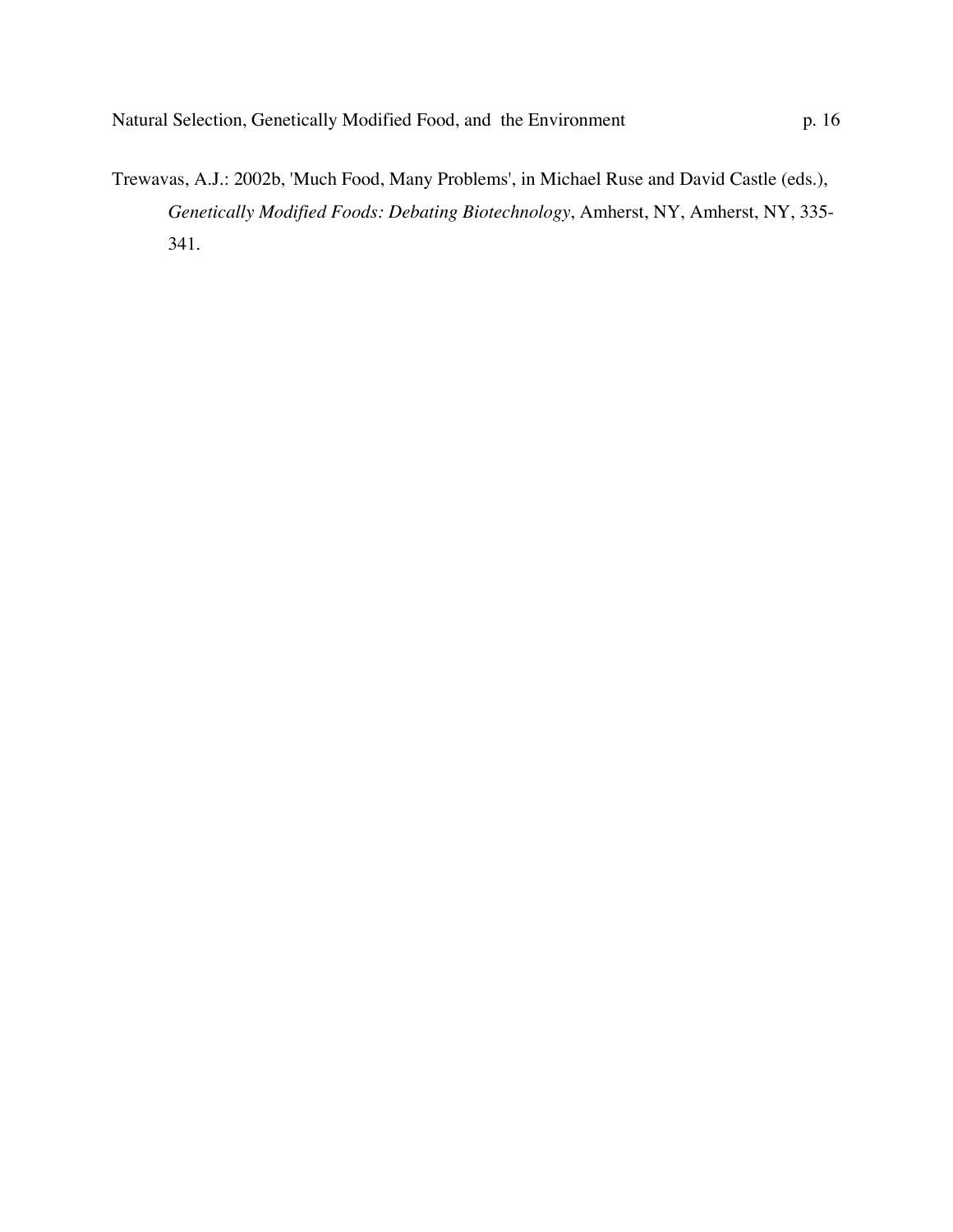Trewavas, A.J.: 2002b, 'Much Food, Many Problems', in Michael Ruse and David Castle (eds.), *Genetically Modified Foods: Debating Biotechnology*, Amherst, NY, Amherst, NY, 335-341.